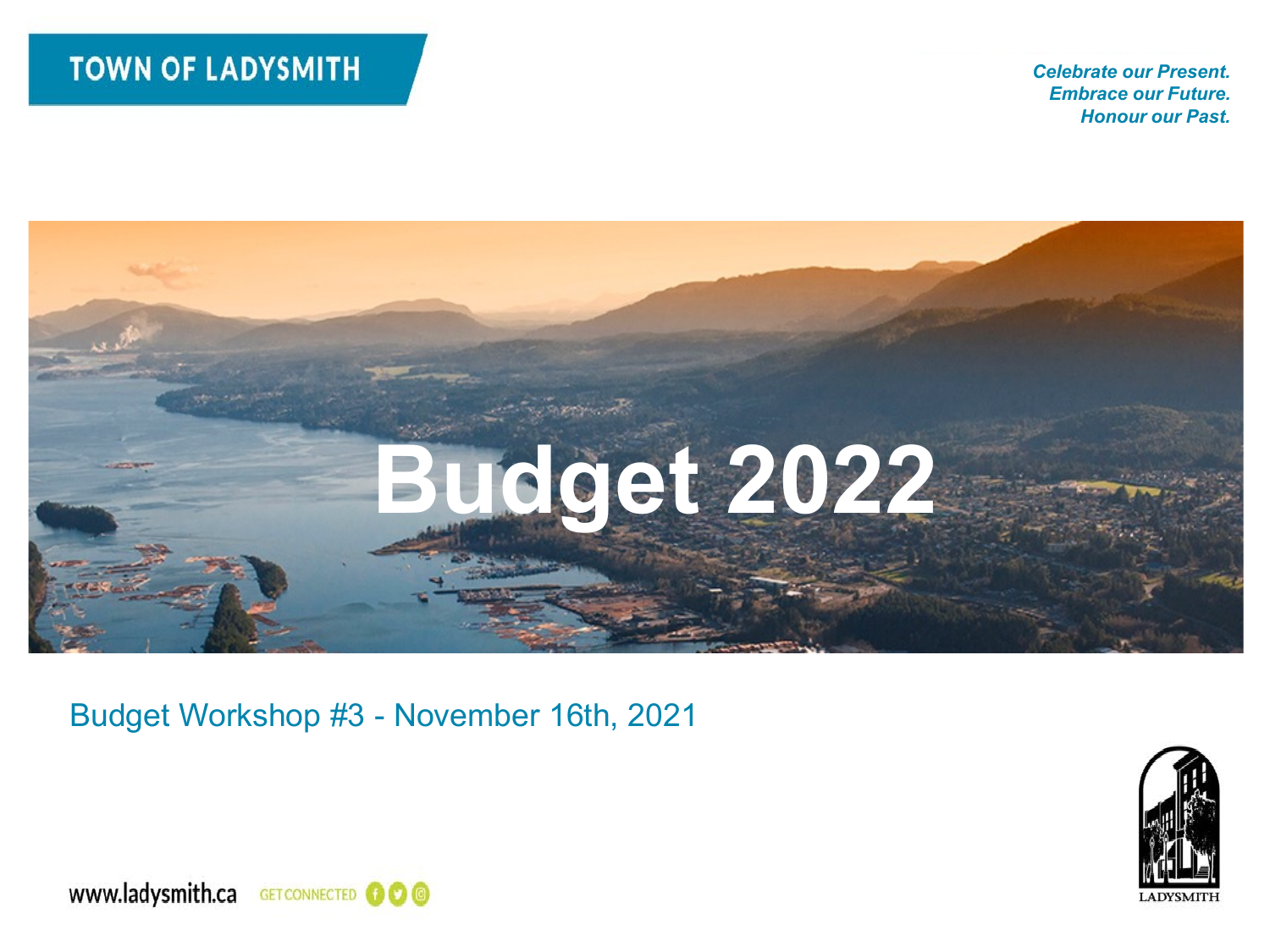TOWN OF LADYSMITH

*Celebrate our Present.*
*Embrace our Future.*
*Honour our Past.*

# Budget 2022

Budget Workshop #3 - November 16th, 2021

www.ladysmith.ca GET CONNECTED

LADYSMITH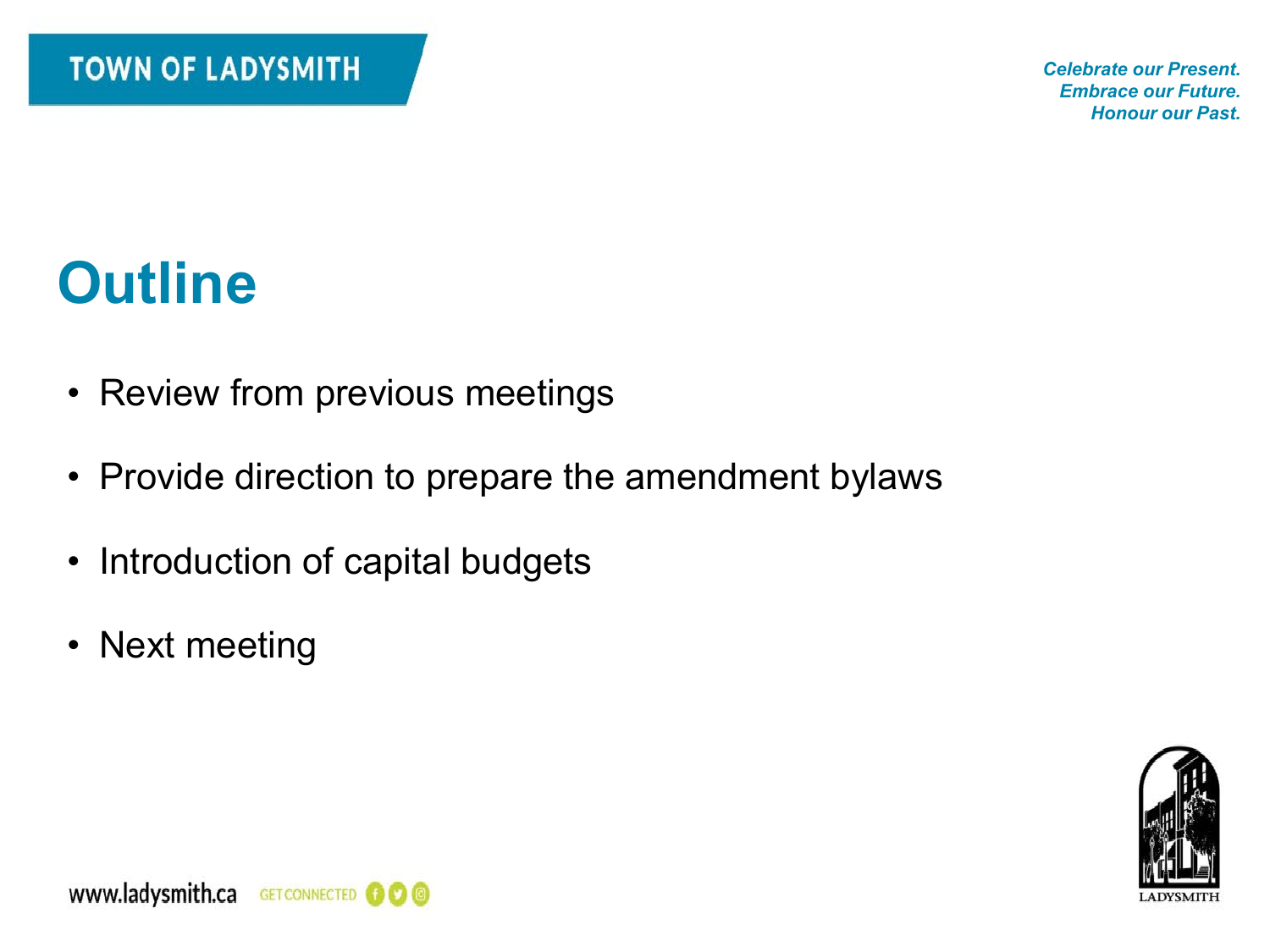# Outline

- Review from previous meetings
- Provide direction to prepare the amendment bylaws
- Introduction of capital budgets
- Next meeting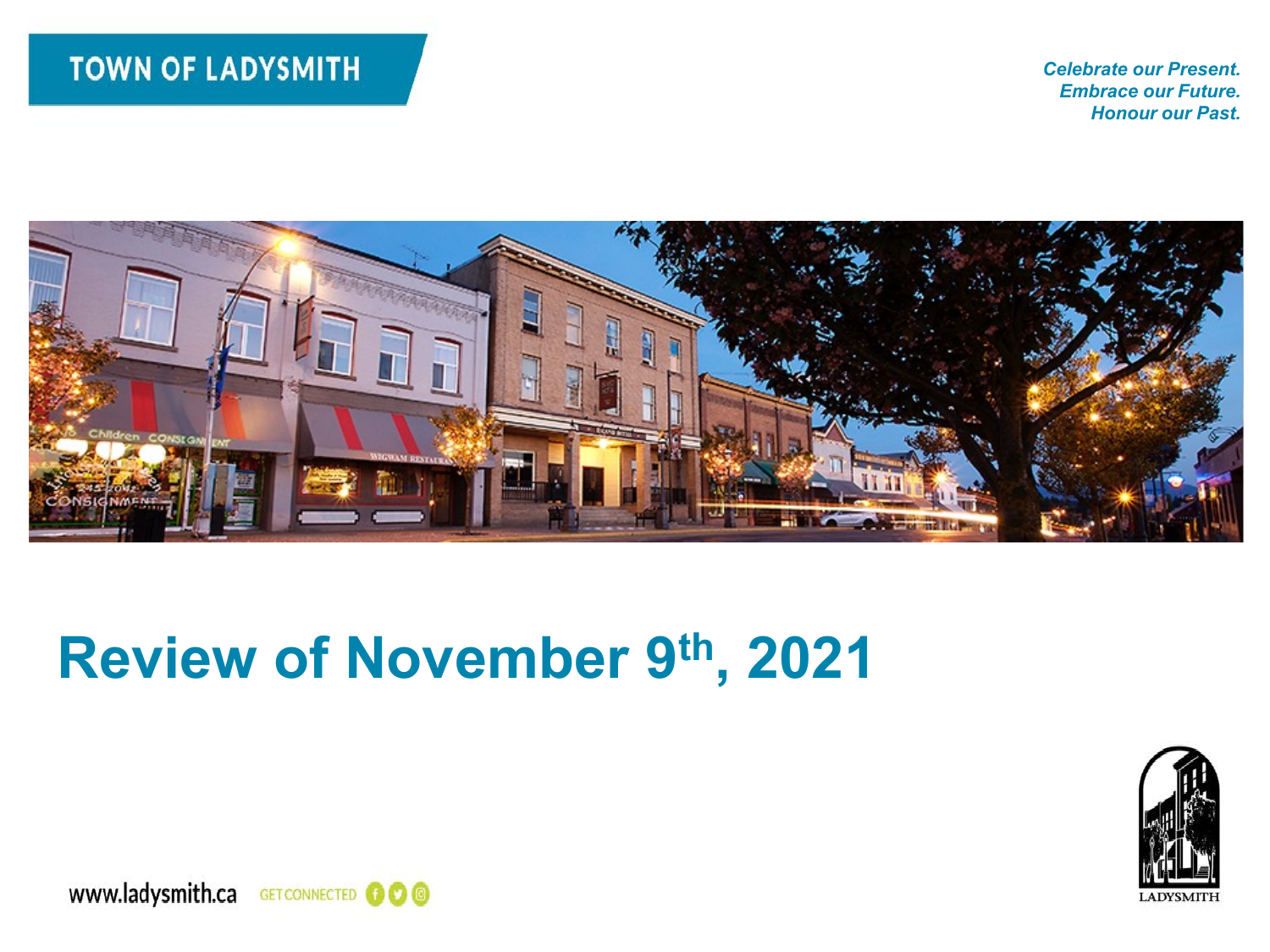TOWN OF LADYSMITH

*Celebrate our Present.*
*Embrace our Future.*
*Honour our Past.*

# Review of November 9th, 2021

www.ladysmith.ca GET CONNECTED

LADYSMITH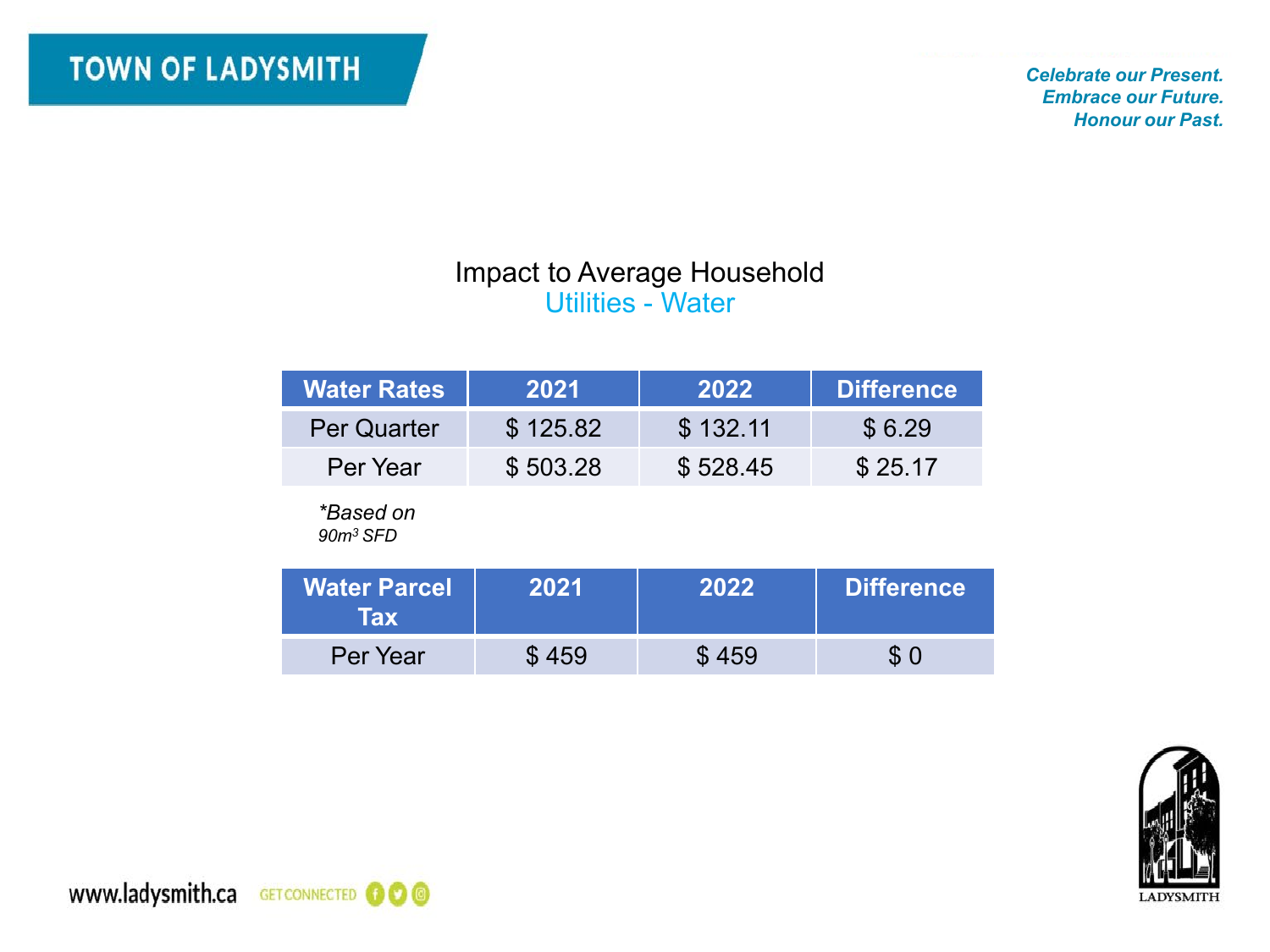# Impact to Average Household

## Utilities - Water

| Water Rates | 2021 | 2022 | Difference |
|---|---|---|---|
| Per Quarter | $ 125.82 | $ 132.11 | $ 6.29 |
| Per Year | $ 503.28 | $ 528.45 | $ 25.17 |

*\*Based on 90m³ SFD*

| Water Parcel Tax | 2021 | 2022 | Difference |
|---|---|---|---|
| Per Year | $ 459 | $ 459 | $ 0 |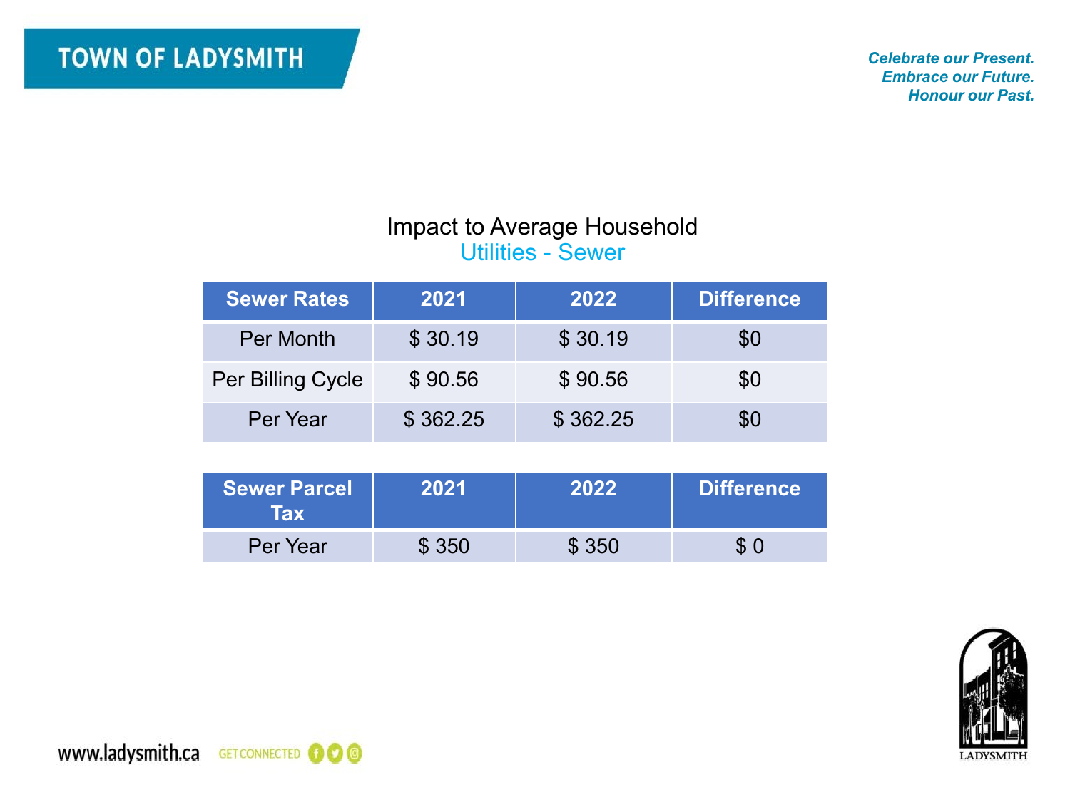## Impact to Average Household
### Utilities - Sewer

| Sewer Rates | 2021 | 2022 | Difference |
|---|---|---|---|
| Per Month | $ 30.19 | $ 30.19 | $0 |
| Per Billing Cycle | $ 90.56 | $ 90.56 | $0 |
| Per Year | $ 362.25 | $ 362.25 | $0 |

| Sewer Parcel Tax | 2021 | 2022 | Difference |
|---|---|---|---|
| Per Year | $ 350 | $ 350 | $ 0 |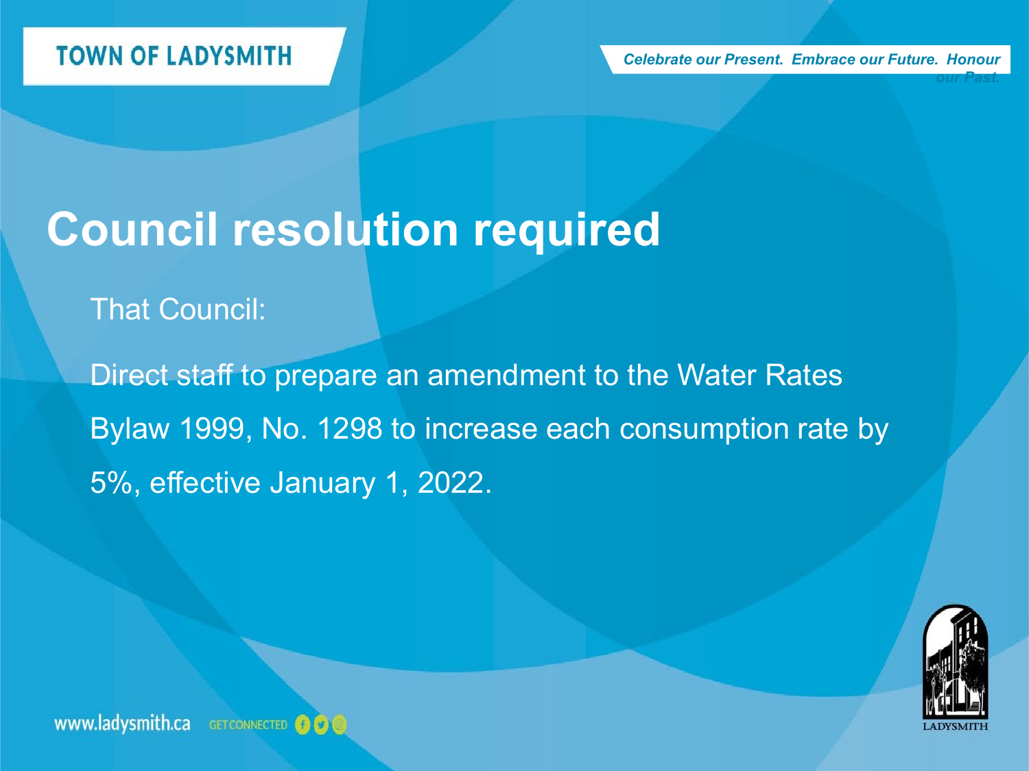# Council resolution required

That Council:

Direct staff to prepare an amendment to the Water Rates Bylaw 1999, No. 1298 to increase each consumption rate by 5%, effective January 1, 2022.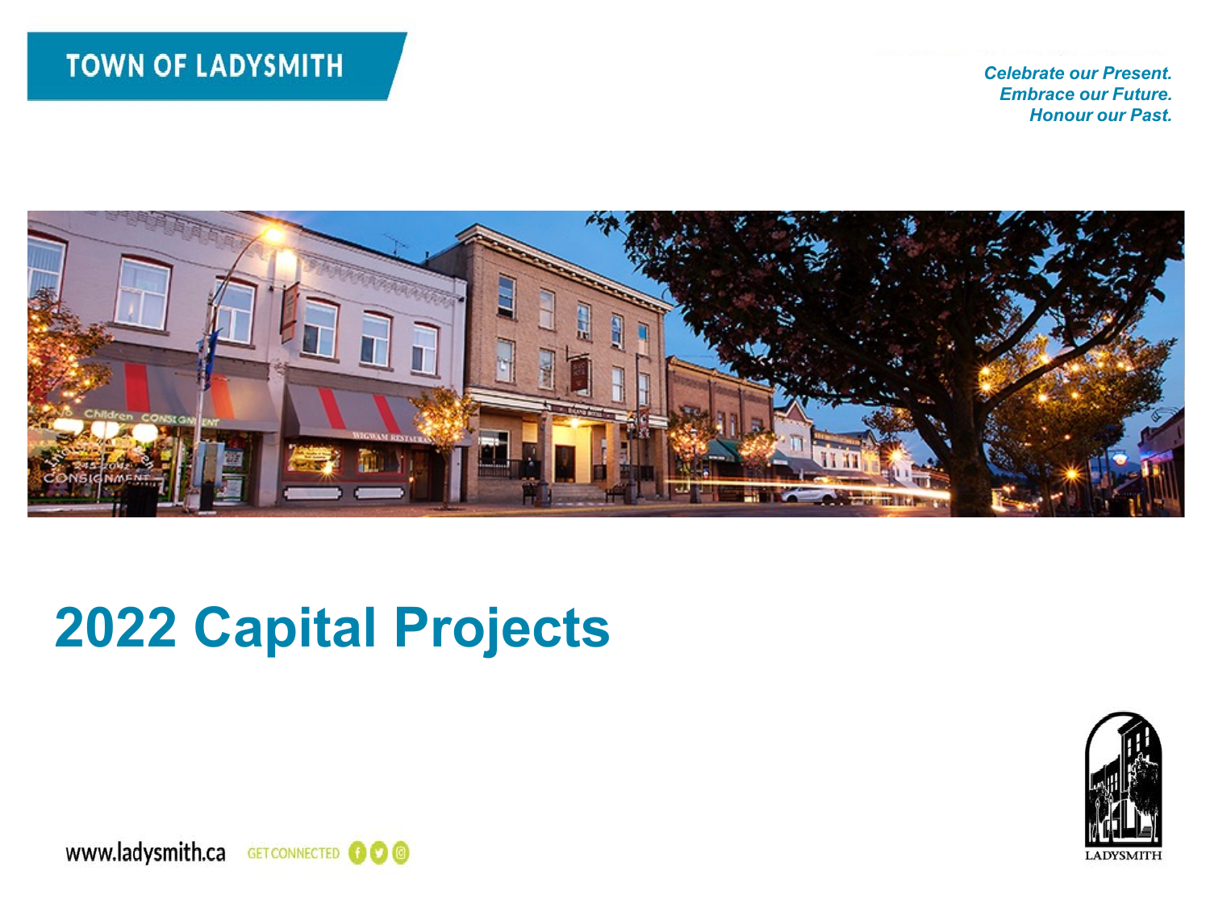TOWN OF LADYSMITH

*Celebrate our Present.*
*Embrace our Future.*
*Honour our Past.*

# 2022 Capital Projects

www.ladysmith.ca GET CONNECTED

LADYSMITH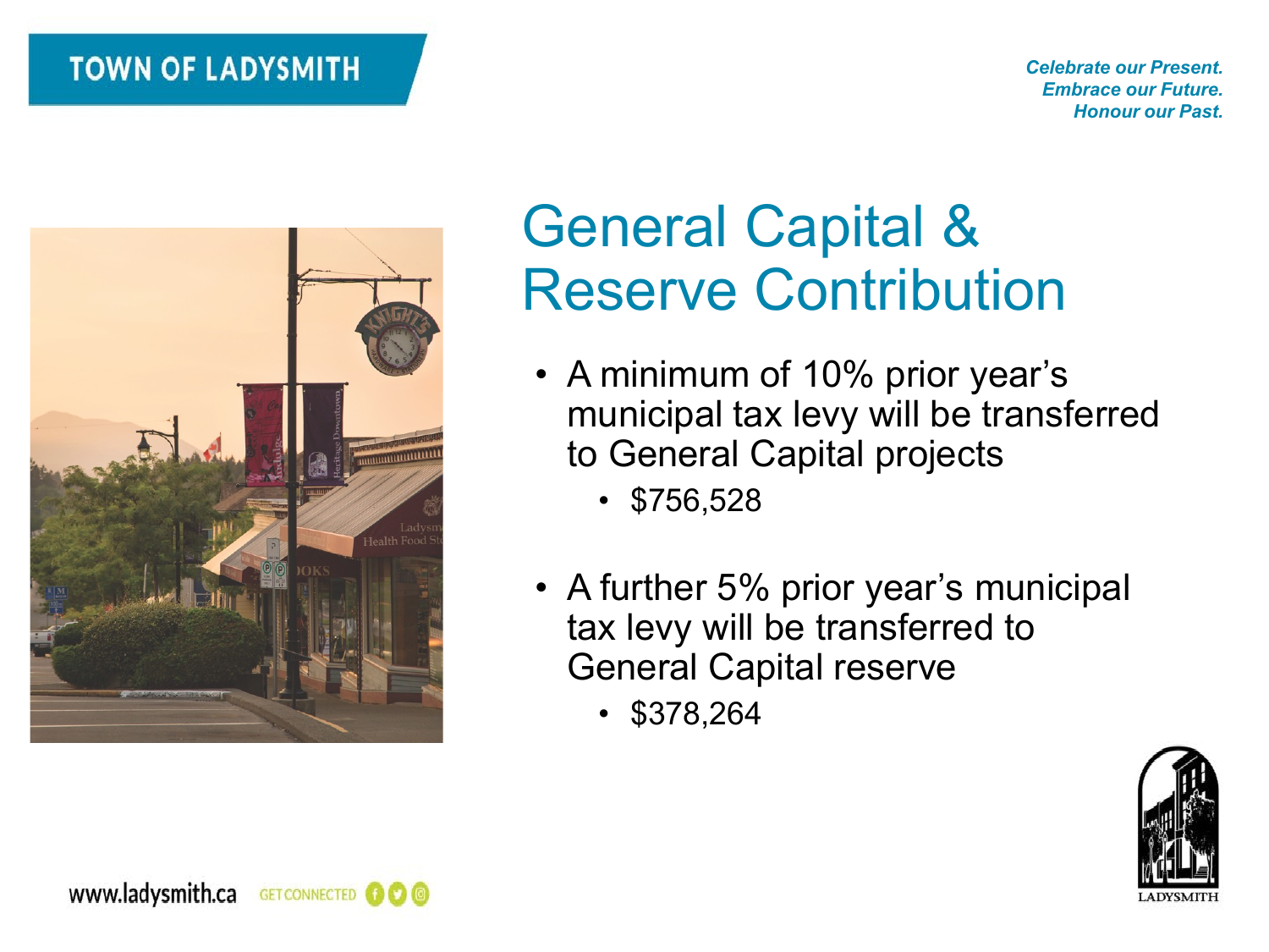# General Capital & Reserve Contribution

- A minimum of 10% prior year's municipal tax levy will be transferred to General Capital projects
  - $756,528
- A further 5% prior year's municipal tax levy will be transferred to General Capital reserve
  - $378,264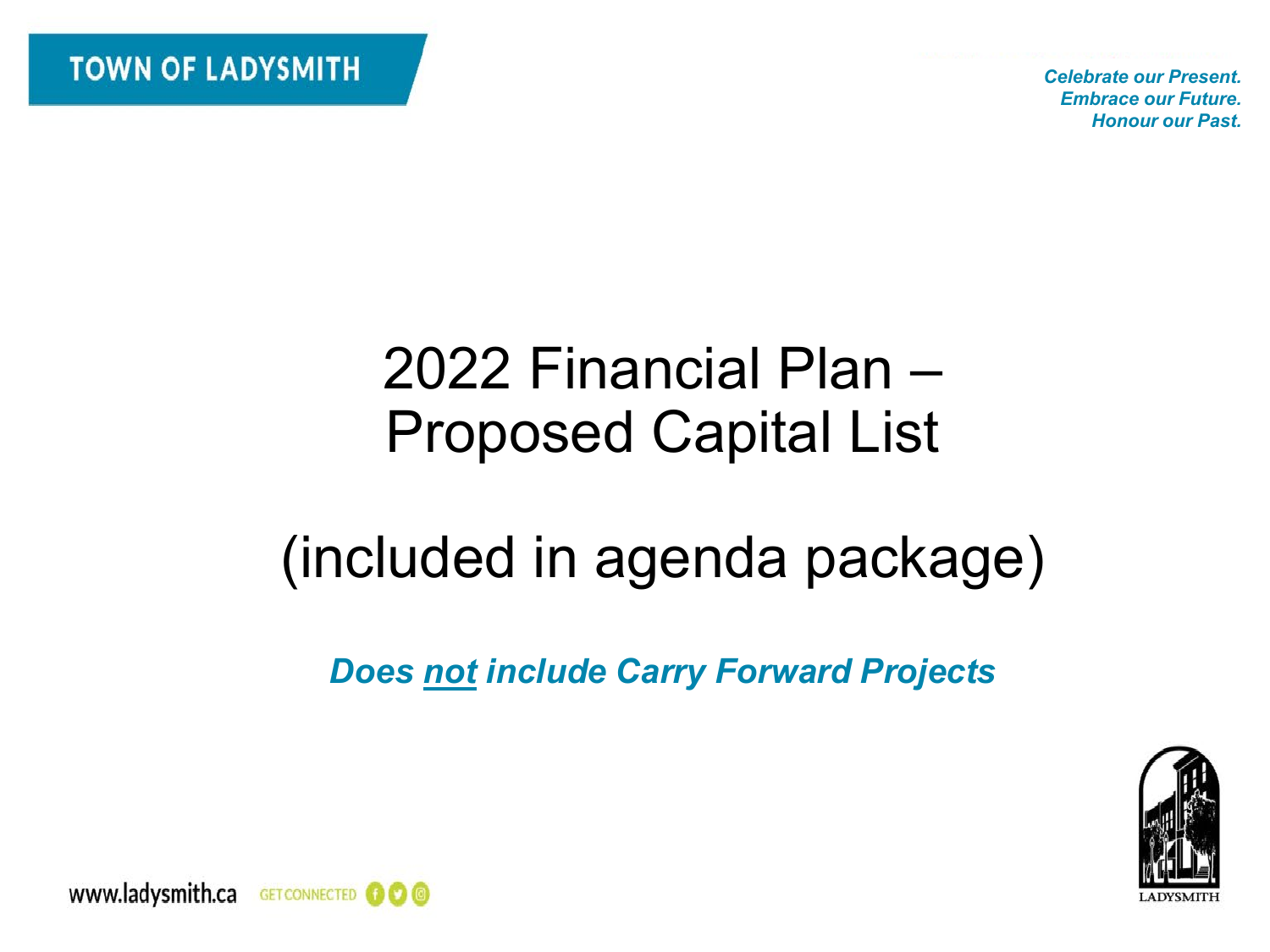# 2022 Financial Plan – Proposed Capital List

# (included in agenda package)

***Does <u>not</u> include Carry Forward Projects***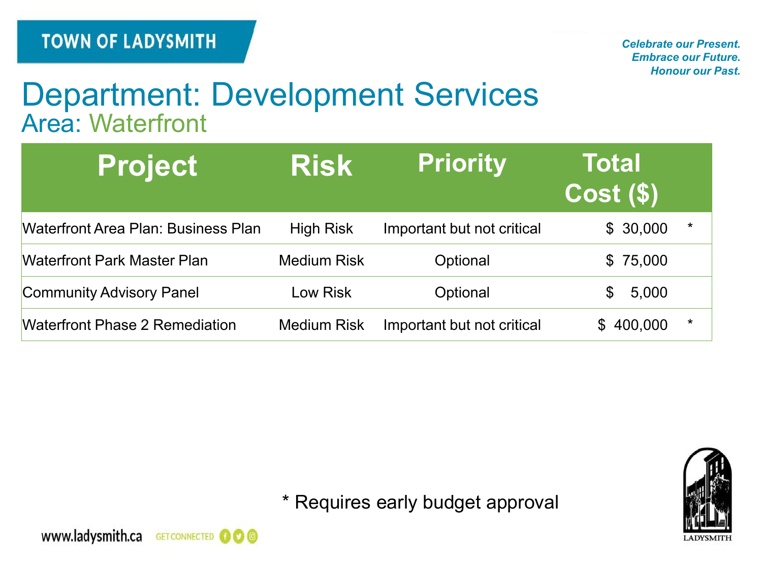# Department: Development Services

## Area: Waterfront

| Project | Risk | Priority | Total Cost ($) | |
|---|---|---|---|---|
| Waterfront Area Plan: Business Plan | High Risk | Important but not critical | $ 30,000 | * |
| Waterfront Park Master Plan | Medium Risk | Optional | $ 75,000 | |
| Community Advisory Panel | Low Risk | Optional | $ 5,000 | |
| Waterfront Phase 2 Remediation | Medium Risk | Important but not critical | $ 400,000 | * |

* Requires early budget approval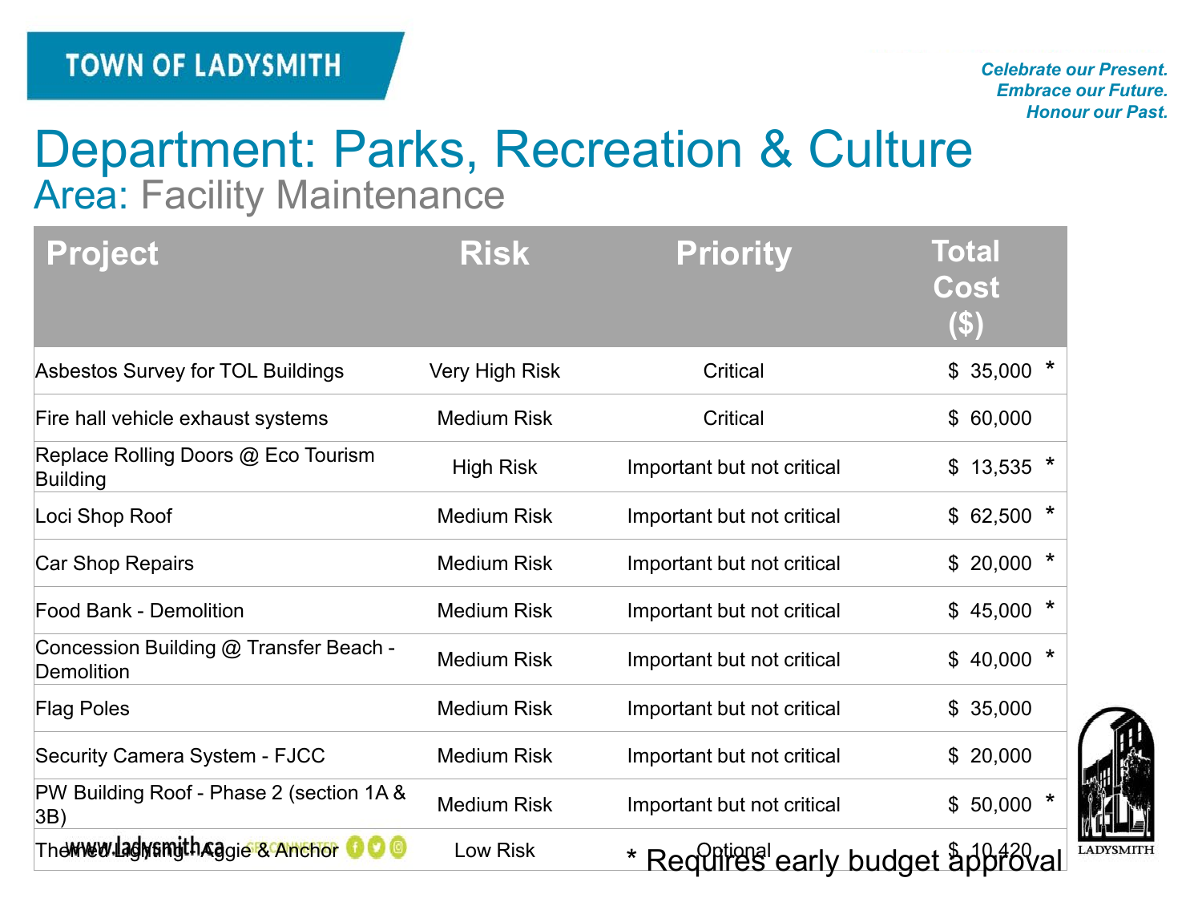# Department: Parks, Recreation & Culture

## Area: Facility Maintenance

| Project | Risk | Priority | Total Cost ($) |
|---|---|---|---|
| Asbestos Survey for TOL Buildings | Very High Risk | Critical | $ 35,000 * |
| Fire hall vehicle exhaust systems | Medium Risk | Critical | $ 60,000 |
| Replace Rolling Doors @ Eco Tourism Building | High Risk | Important but not critical | $ 13,535 * |
| Loci Shop Roof | Medium Risk | Important but not critical | $ 62,500 * |
| Car Shop Repairs | Medium Risk | Important but not critical | $ 20,000 * |
| Food Bank - Demolition | Medium Risk | Important but not critical | $ 45,000 * |
| Concession Building @ Transfer Beach - Demolition | Medium Risk | Important but not critical | $ 40,000 * |
| Flag Poles | Medium Risk | Important but not critical | $ 35,000 |
| Security Camera System - FJCC | Medium Risk | Important but not critical | $ 20,000 |
| PW Building Roof - Phase 2 (section 1A & 3B) | Medium Risk | Important but not critical | $ 50,000 * |
| Themed Lighting - Aggie & Anchor | Low Risk | Optional | $ 10,420 |

* Requires early budget approval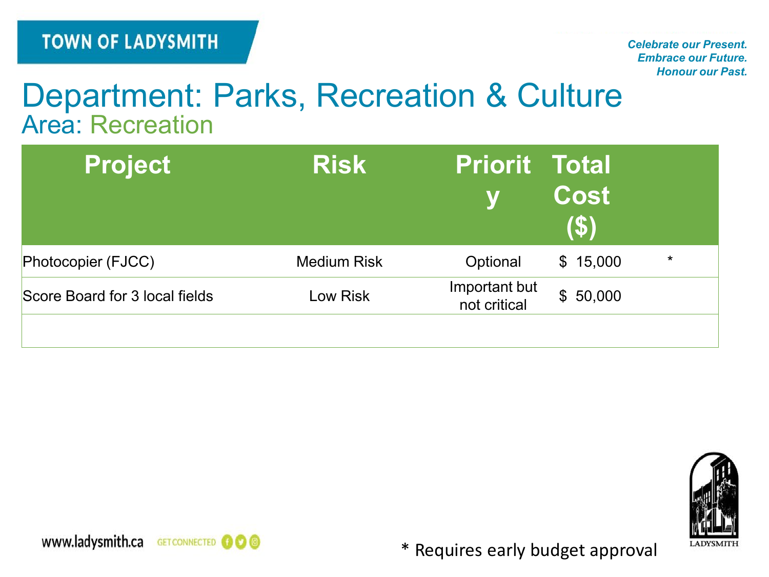# Department: Parks, Recreation & Culture

## Area: Recreation

| Project | Risk | Priority | Total Cost ($) | |
|---|---|---|---|---|
| Photocopier (FJCC) | Medium Risk | Optional | $ 15,000 | * |
| Score Board for 3 local fields | Low Risk | Important but not critical | $ 50,000 | |
| | | | | |

\* Requires early budget approval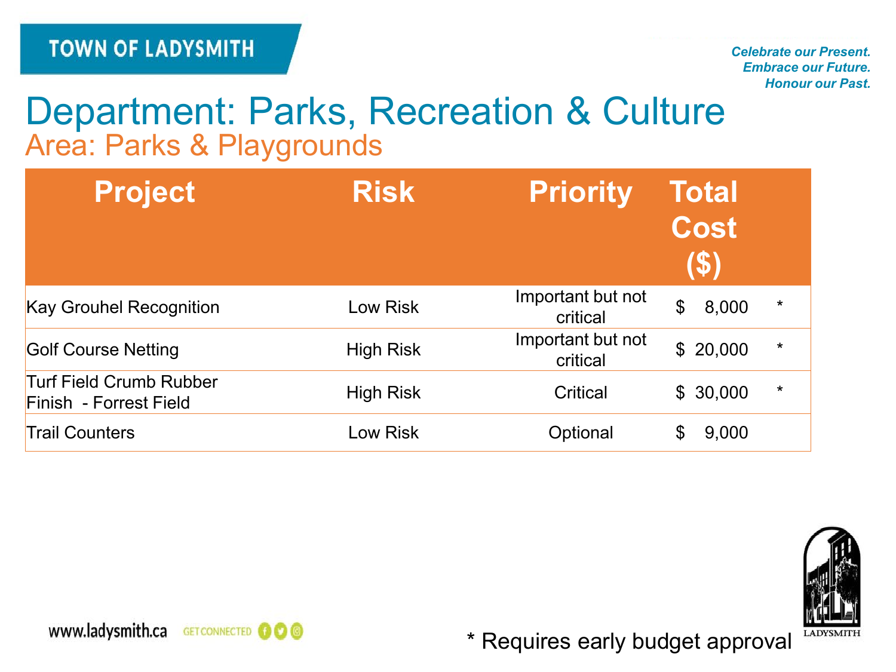# Department: Parks, Recreation & Culture

## Area: Parks & Playgrounds

| Project | Risk | Priority | Total Cost ($) | |
|---|---|---|---|---|
| Kay Grouhel Recognition | Low Risk | Important but not critical | $ 8,000 | * |
| Golf Course Netting | High Risk | Important but not critical | $ 20,000 | * |
| Turf Field Crumb Rubber Finish - Forrest Field | High Risk | Critical | $ 30,000 | * |
| Trail Counters | Low Risk | Optional | $ 9,000 | |

* Requires early budget approval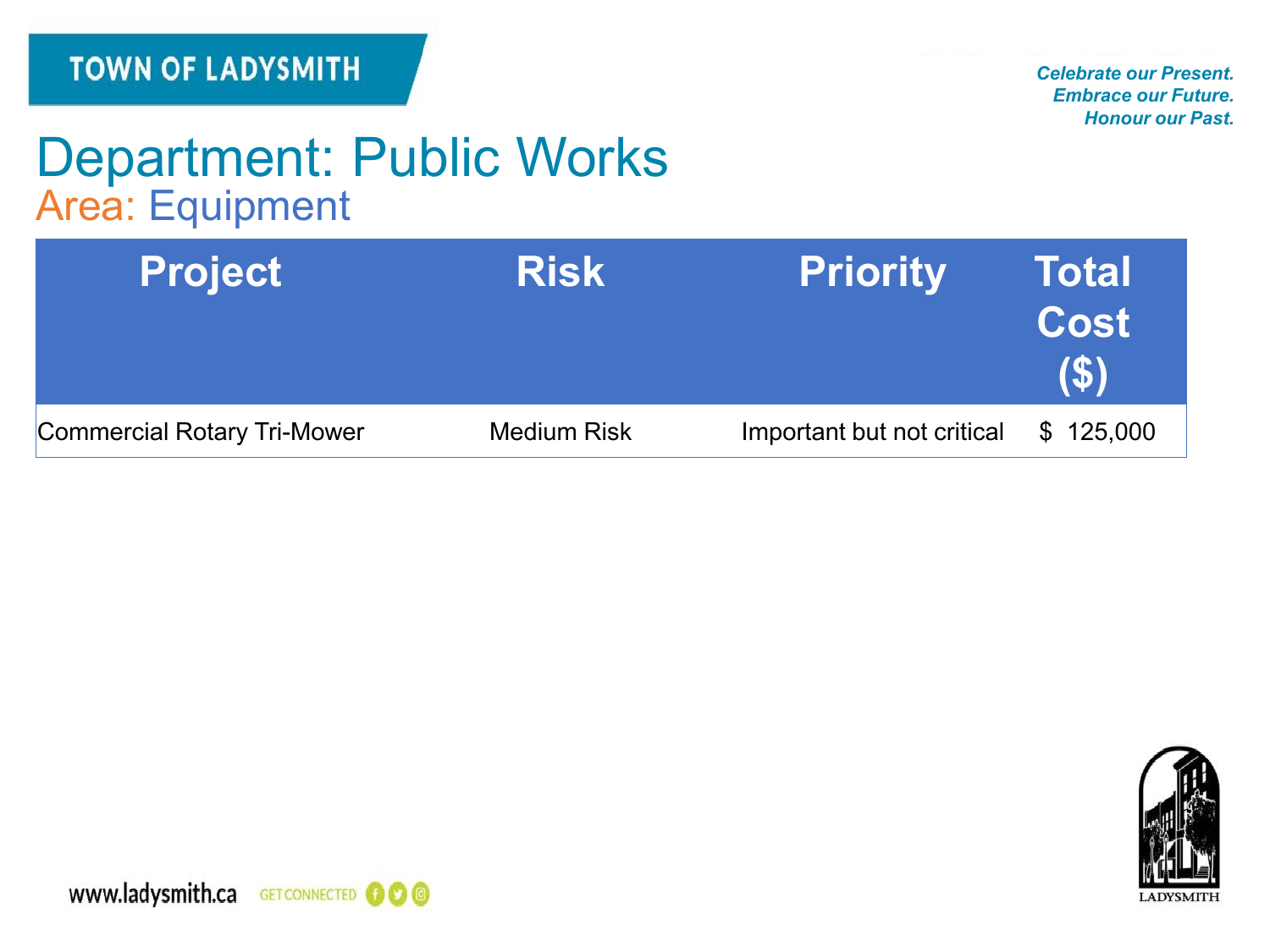# Department: Public Works

## Area: Equipment

| Project | Risk | Priority | Total Cost ($) |
|---|---|---|---|
| Commercial Rotary Tri-Mower | Medium Risk | Important but not critical | $ 125,000 |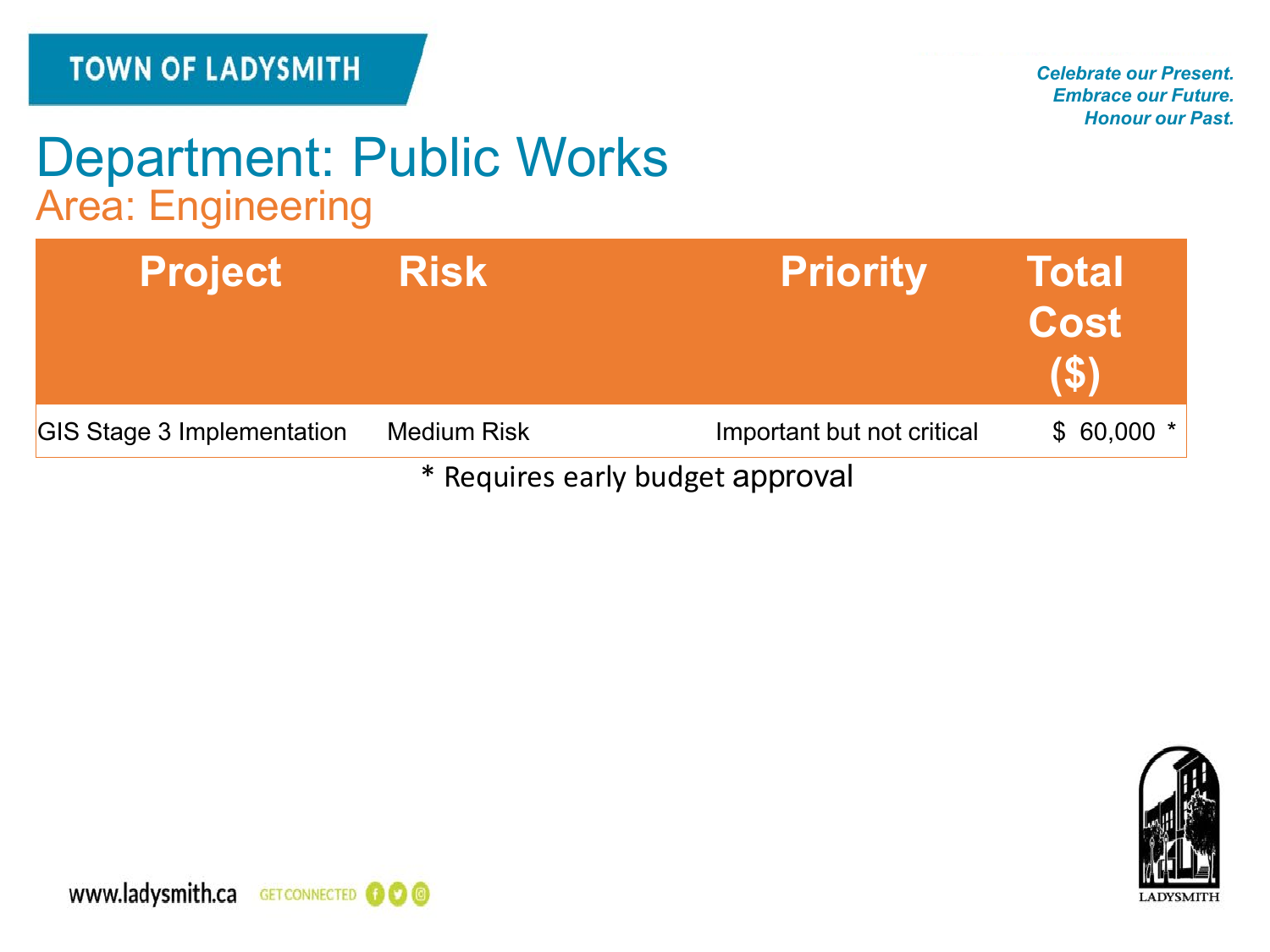# Department: Public Works

## Area: Engineering

| Project | Risk | Priority | Total Cost ($) |
|---|---|---|---|
| GIS Stage 3 Implementation | Medium Risk | Important but not critical | $ 60,000 * |

* Requires early budget approval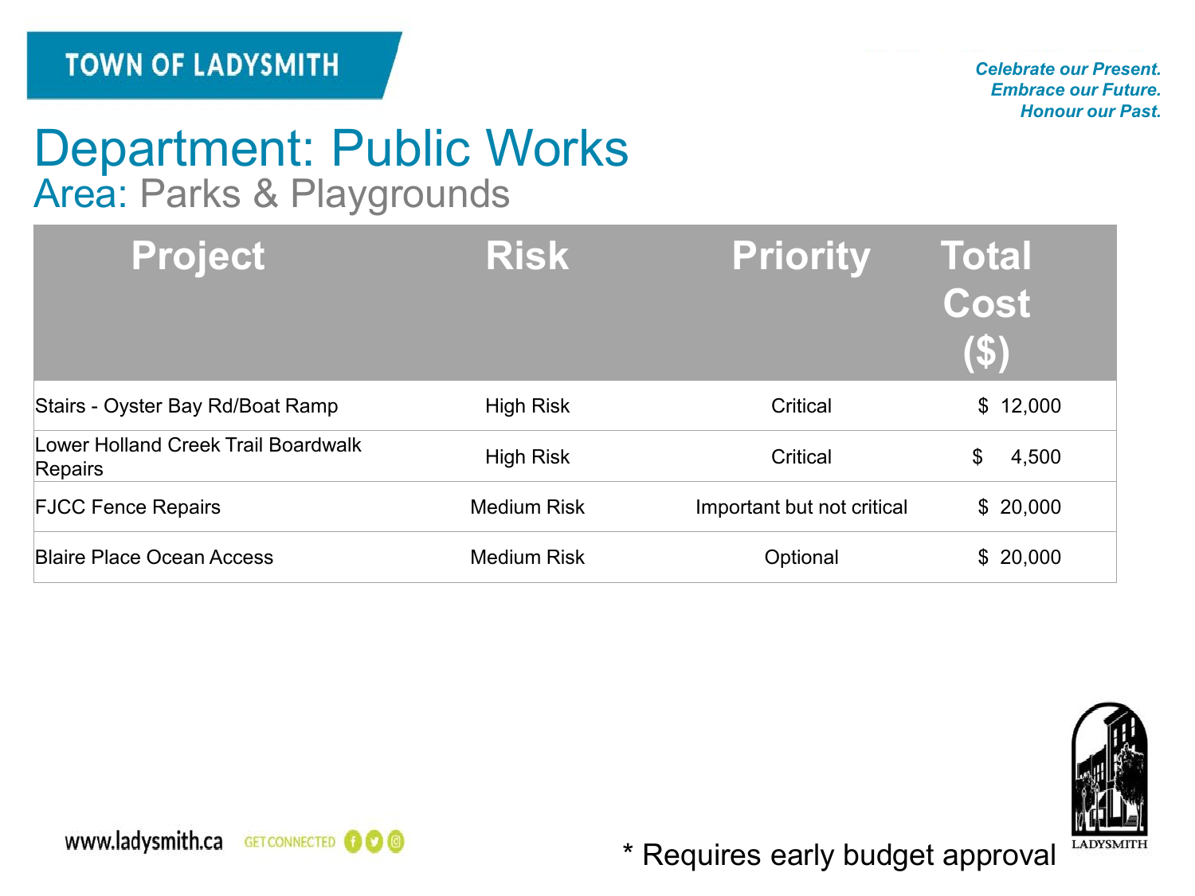# Department: Public Works

## Area: Parks & Playgrounds

| Project | Risk | Priority | Total Cost ($) |
|---|---|---|---|
| Stairs - Oyster Bay Rd/Boat Ramp | High Risk | Critical | $ 12,000 |
| Lower Holland Creek Trail Boardwalk Repairs | High Risk | Critical | $ 4,500 |
| FJCC Fence Repairs | Medium Risk | Important but not critical | $ 20,000 |
| Blaire Place Ocean Access | Medium Risk | Optional | $ 20,000 |

* Requires early budget approval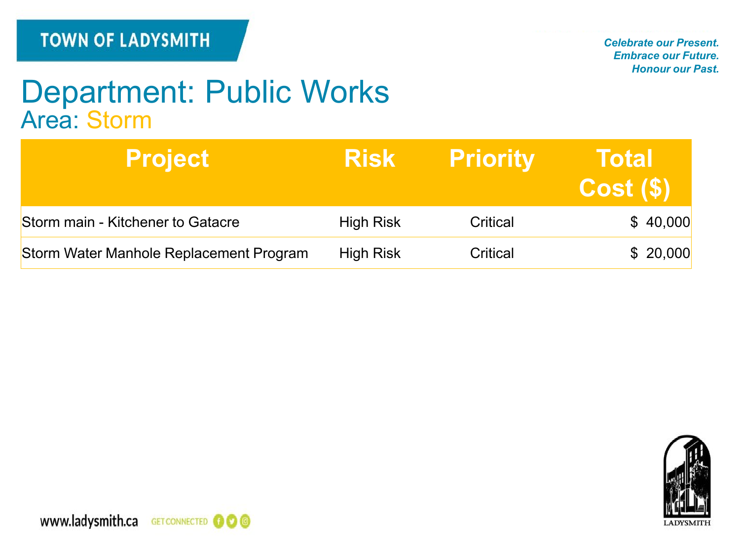# Department: Public Works

## Area: Storm

| Project | Risk | Priority | Total Cost ($) |
|---|---|---|---|
| Storm main - Kitchener to Gatacre | High Risk | Critical | $ 40,000 |
| Storm Water Manhole Replacement Program | High Risk | Critical | $ 20,000 |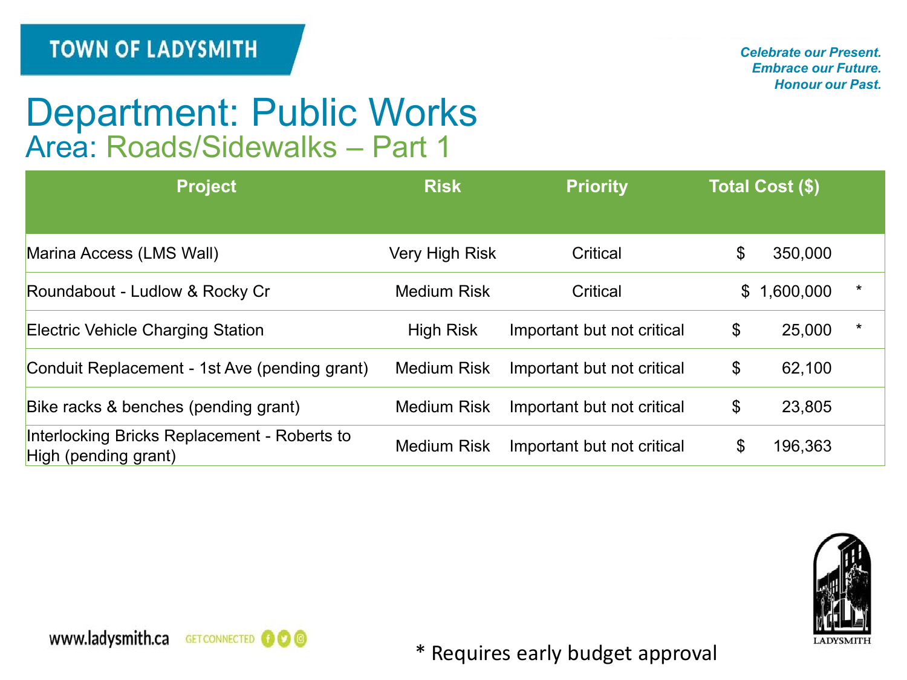TOWN OF LADYSMITH

*Celebrate our Present.*
*Embrace our Future.*
*Honour our Past.*

# Department: Public Works

## Area: Roads/Sidewalks – Part 1

| Project | Risk | Priority | Total Cost ($) | |
|---|---|---|---|---|
| Marina Access (LMS Wall) | Very High Risk | Critical | $ 350,000 | |
| Roundabout - Ludlow & Rocky Cr | Medium Risk | Critical | $ 1,600,000 | * |
| Electric Vehicle Charging Station | High Risk | Important but not critical | $ 25,000 | * |
| Conduit Replacement - 1st Ave (pending grant) | Medium Risk | Important but not critical | $ 62,100 | |
| Bike racks & benches (pending grant) | Medium Risk | Important but not critical | $ 23,805 | |
| Interlocking Bricks Replacement - Roberts to High (pending grant) | Medium Risk | Important but not critical | $ 196,363 | |

* Requires early budget approval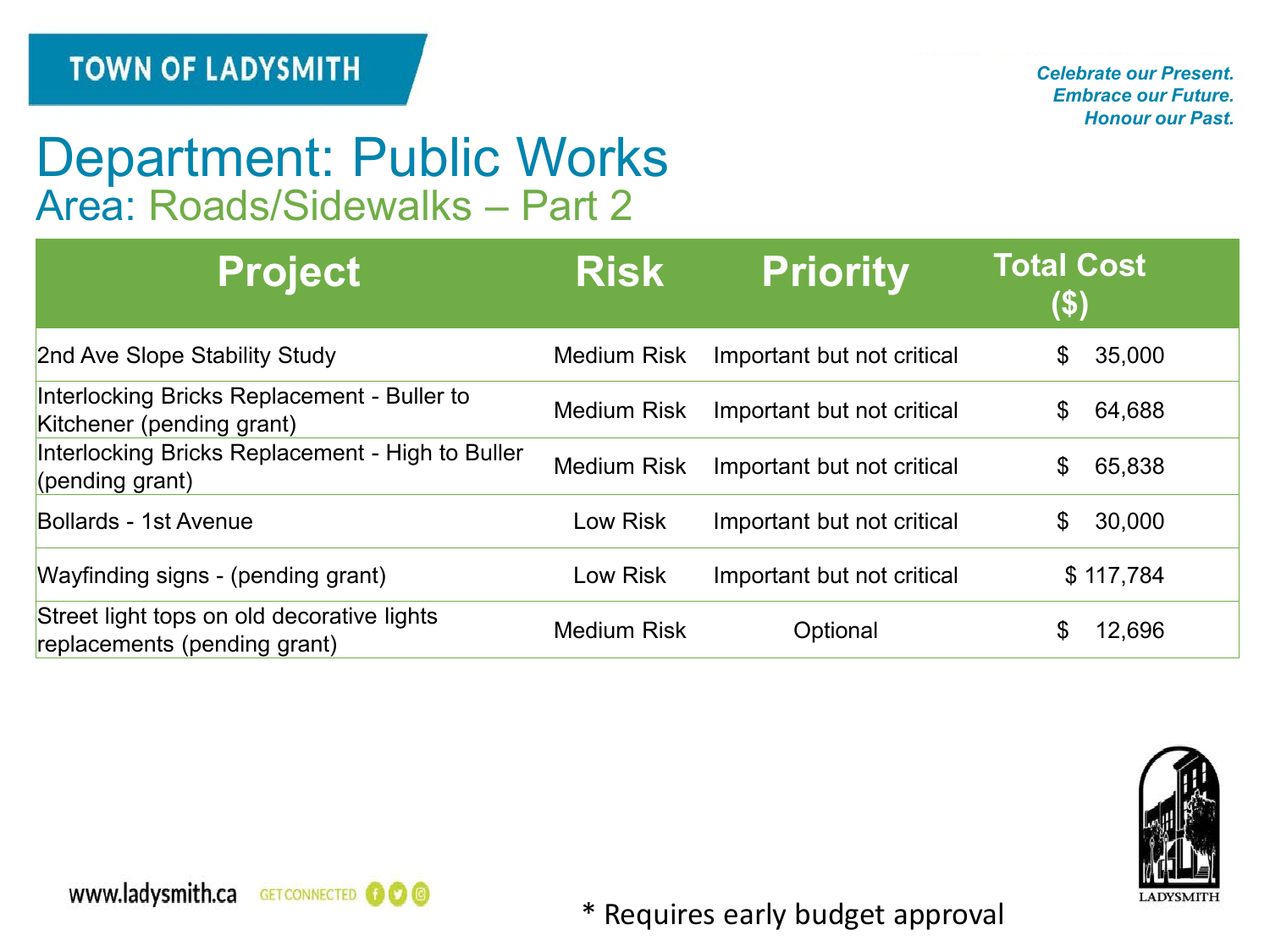TOWN OF LADYSMITH

*Celebrate our Present.*
*Embrace our Future.*
*Honour our Past.*

# Department: Public Works

## Area: Roads/Sidewalks – Part 2

| Project | Risk | Priority | Total Cost ($) |
|---|---|---|---|
| 2nd Ave Slope Stability Study | Medium Risk | Important but not critical | $ 35,000 |
| Interlocking Bricks Replacement - Buller to Kitchener (pending grant) | Medium Risk | Important but not critical | $ 64,688 |
| Interlocking Bricks Replacement - High to Buller (pending grant) | Medium Risk | Important but not critical | $ 65,838 |
| Bollards - 1st Avenue | Low Risk | Important but not critical | $ 30,000 |
| Wayfinding signs - (pending grant) | Low Risk | Important but not critical | $ 117,784 |
| Street light tops on old decorative lights replacements (pending grant) | Medium Risk | Optional | $ 12,696 |

www.ladysmith.ca GET CONNECTED

* Requires early budget approval

LADYSMITH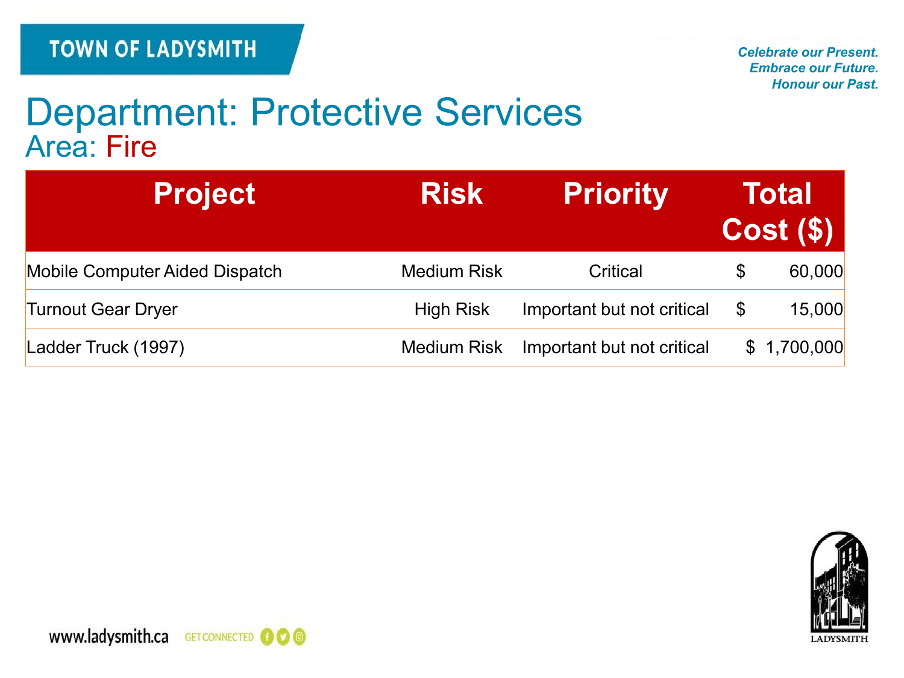# Department: Protective Services

## Area: Fire

| Project | Risk | Priority | Total Cost ($) |
|---|---|---|---|
| Mobile Computer Aided Dispatch | Medium Risk | Critical | $ 60,000 |
| Turnout Gear Dryer | High Risk | Important but not critical | $ 15,000 |
| Ladder Truck (1997) | Medium Risk | Important but not critical | $ 1,700,000 |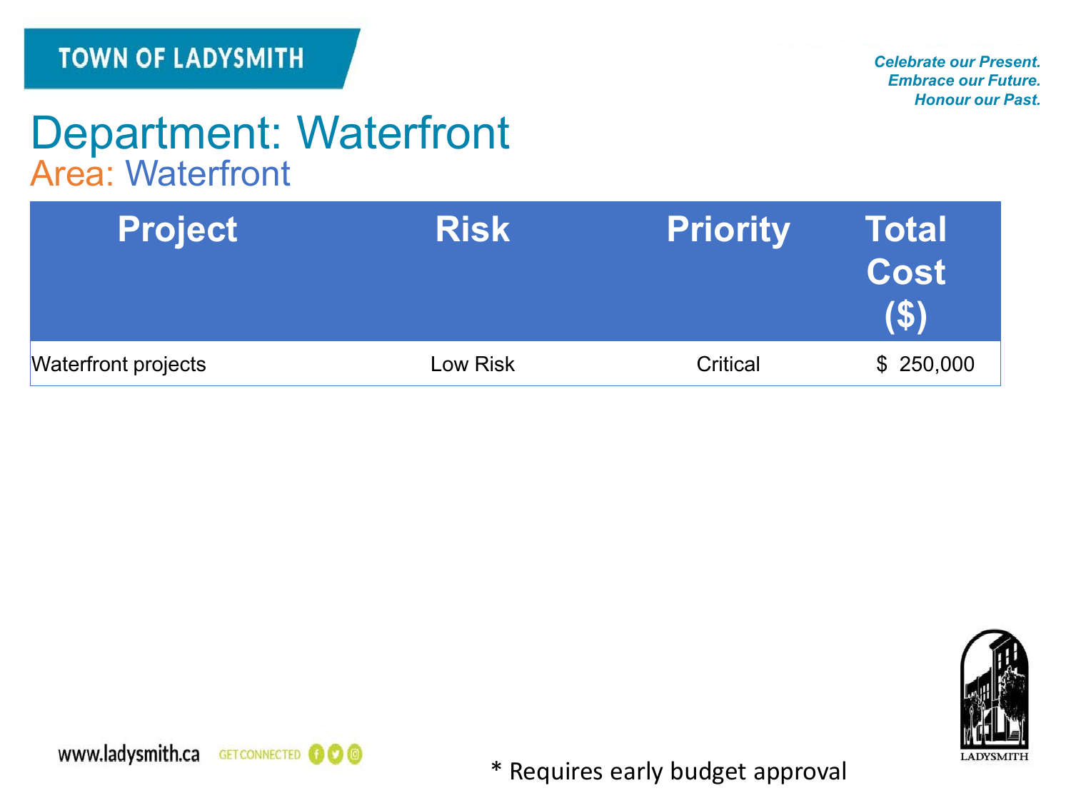# Department: Waterfront

## Area: Waterfront

| Project | Risk | Priority | Total Cost ($) |
|---|---|---|---|
| Waterfront projects | Low Risk | Critical | $ 250,000 |

* Requires early budget approval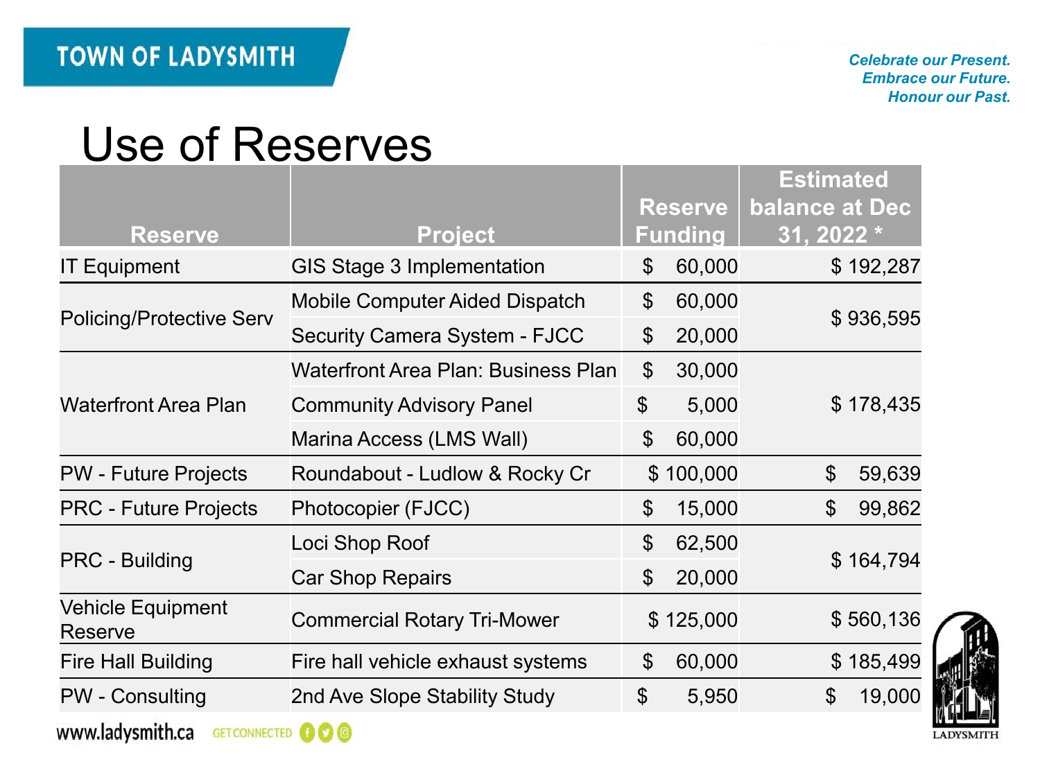# Use of Reserves

| Reserve | Project | Reserve Funding | Estimated balance at Dec 31, 2022 * |
|---|---|---|---|
| IT Equipment | GIS Stage 3 Implementation | $ 60,000 | $ 192,287 |
| Policing/Protective Serv | Mobile Computer Aided Dispatch | $ 60,000 | $ 936,595 |
| | Security Camera System - FJCC | $ 20,000 | |
| Waterfront Area Plan | Waterfront Area Plan: Business Plan | $ 30,000 | $ 178,435 |
| | Community Advisory Panel | $ 5,000 | |
| | Marina Access (LMS Wall) | $ 60,000 | |
| PW - Future Projects | Roundabout - Ludlow & Rocky Cr | $ 100,000 | $ 59,639 |
| PRC - Future Projects | Photocopier (FJCC) | $ 15,000 | $ 99,862 |
| PRC - Building | Loci Shop Roof | $ 62,500 | $ 164,794 |
| | Car Shop Repairs | $ 20,000 | |
| Vehicle Equipment Reserve | Commercial Rotary Tri-Mower | $ 125,000 | $ 560,136 |
| Fire Hall Building | Fire hall vehicle exhaust systems | $ 60,000 | $ 185,499 |
| PW - Consulting | 2nd Ave Slope Stability Study | $ 5,950 | $ 19,000 |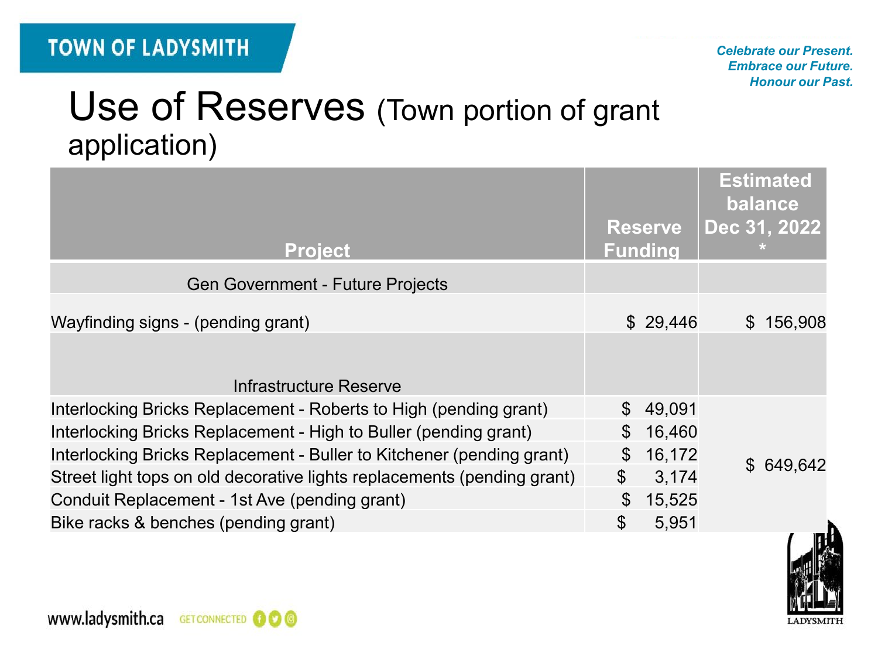# Use of Reserves (Town portion of grant application)

| Project | Reserve Funding | Estimated balance Dec 31, 2022 * |
|---|---|---|
| Gen Government - Future Projects | | |
| Wayfinding signs - (pending grant) | $ 29,446 | $ 156,908 |
| Infrastructure Reserve | | |
| Interlocking Bricks Replacement - Roberts to High (pending grant) | $ 49,091 | $ 649,642 |
| Interlocking Bricks Replacement - High to Buller (pending grant) | $ 16,460 | |
| Interlocking Bricks Replacement - Buller to Kitchener (pending grant) | $ 16,172 | |
| Street light tops on old decorative lights replacements (pending grant) | $ 3,174 | |
| Conduit Replacement - 1st Ave (pending grant) | $ 15,525 | |
| Bike racks & benches (pending grant) | $ 5,951 | |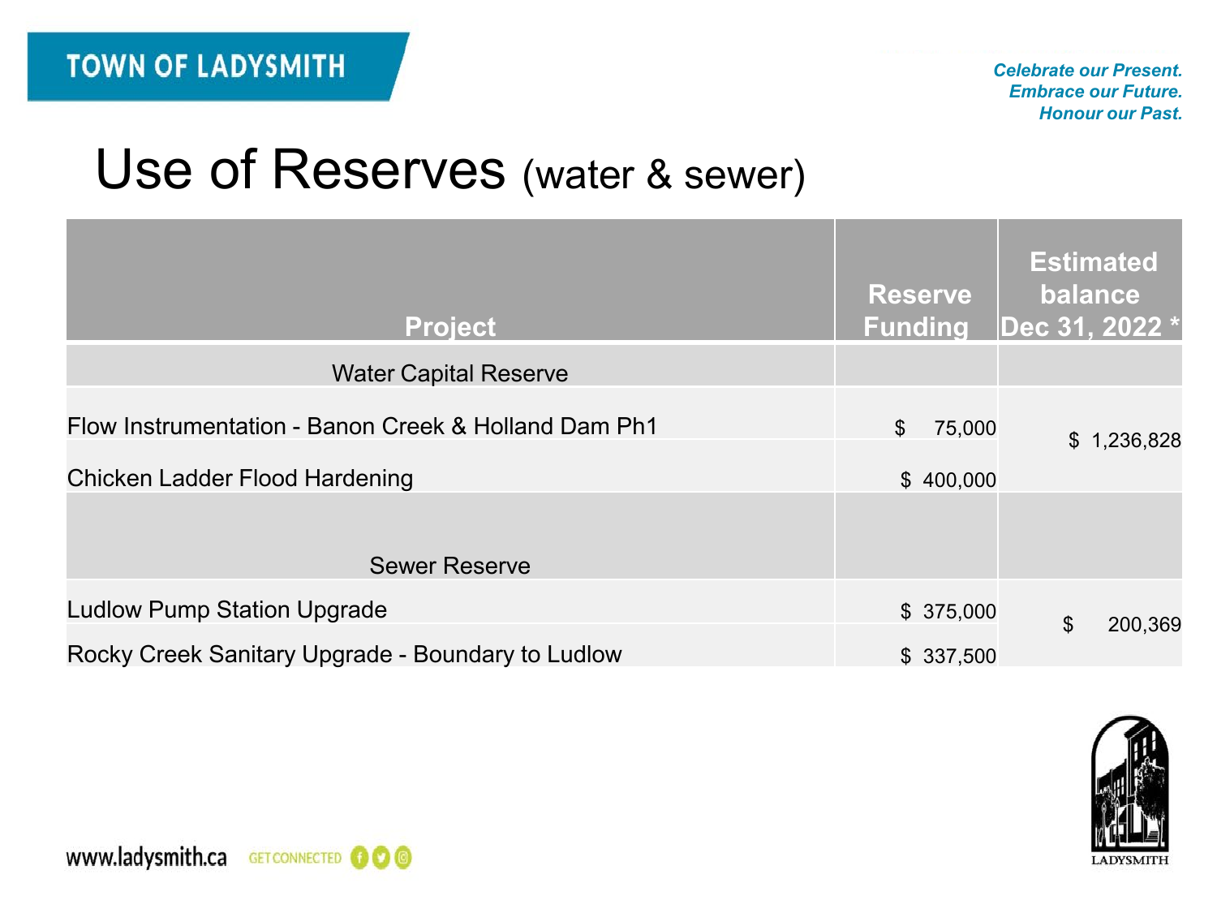# Use of Reserves (water & sewer)

| Project | Reserve Funding | Estimated balance Dec 31, 2022 * |
|---|---|---|
| Water Capital Reserve | | |
| Flow Instrumentation - Banon Creek & Holland Dam Ph1 | $ 75,000 | $ 1,236,828 |
| Chicken Ladder Flood Hardening | $ 400,000 | |
| Sewer Reserve | | |
| Ludlow Pump Station Upgrade | $ 375,000 | $ 200,369 |
| Rocky Creek Sanitary Upgrade - Boundary to Ludlow | $ 337,500 | |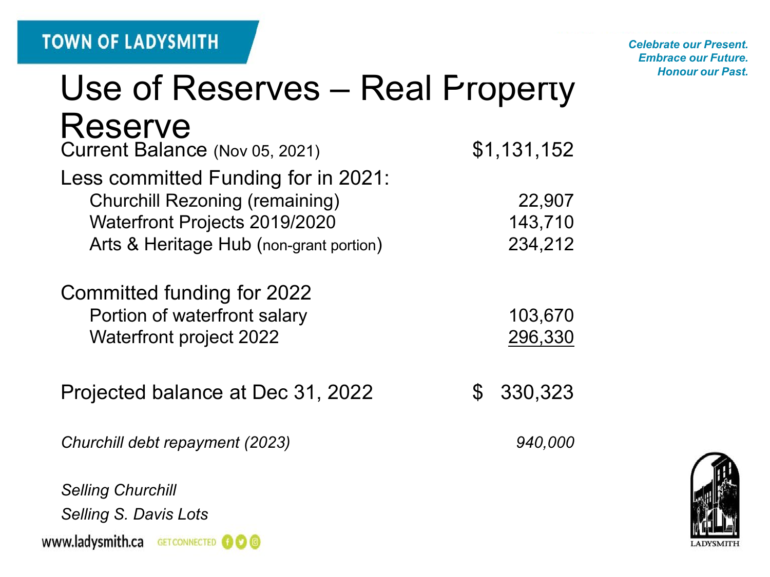# Use of Reserves – Real Property Reserve

| | |
|---|---|
| Current Balance (Nov 05, 2021) | $1,131,152 |
| Less committed Funding for in 2021: | |
| Churchill Rezoning (remaining) | 22,907 |
| Waterfront Projects 2019/2020 | 143,710 |
| Arts & Heritage Hub (non-grant portion) | 234,212 |
| Committed funding for 2022 | |
| Portion of waterfront salary | 103,670 |
| Waterfront project 2022 | 296,330 |
| Projected balance at Dec 31, 2022 | $ 330,323 |
| *Churchill debt repayment (2023)* | *940,000* |

*Selling Churchill*

*Selling S. Davis Lots*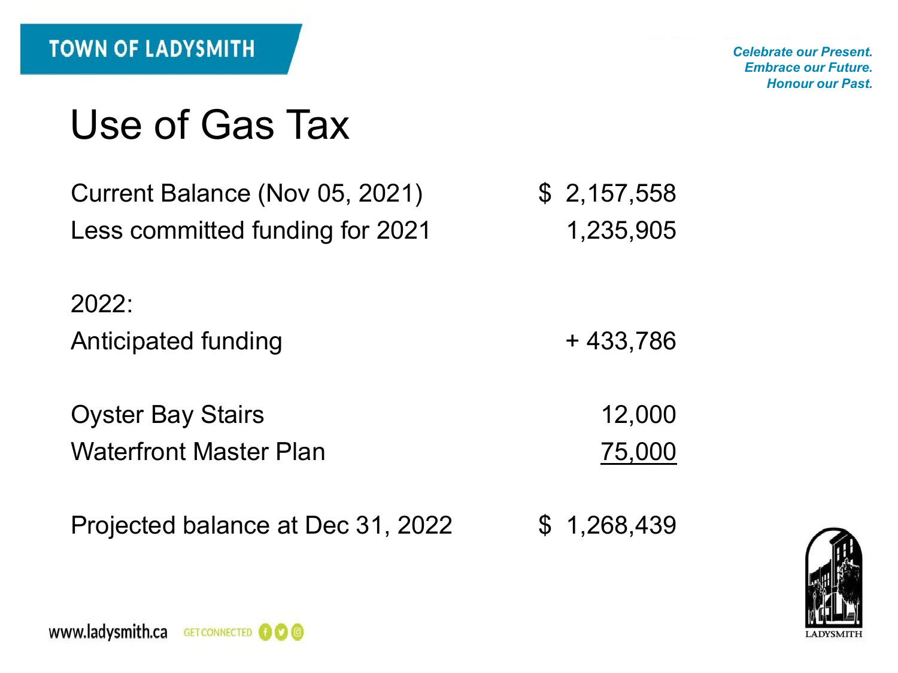# Use of Gas Tax

| | |
|---|---|
| Current Balance (Nov 05, 2021) | $ 2,157,558 |
| Less committed funding for 2021 | 1,235,905 |
| | |
| 2022: | |
| Anticipated funding | + 433,786 |
| | |
| Oyster Bay Stairs | 12,000 |
| Waterfront Master Plan | 75,000 |
| | |
| Projected balance at Dec 31, 2022 | $ 1,268,439 |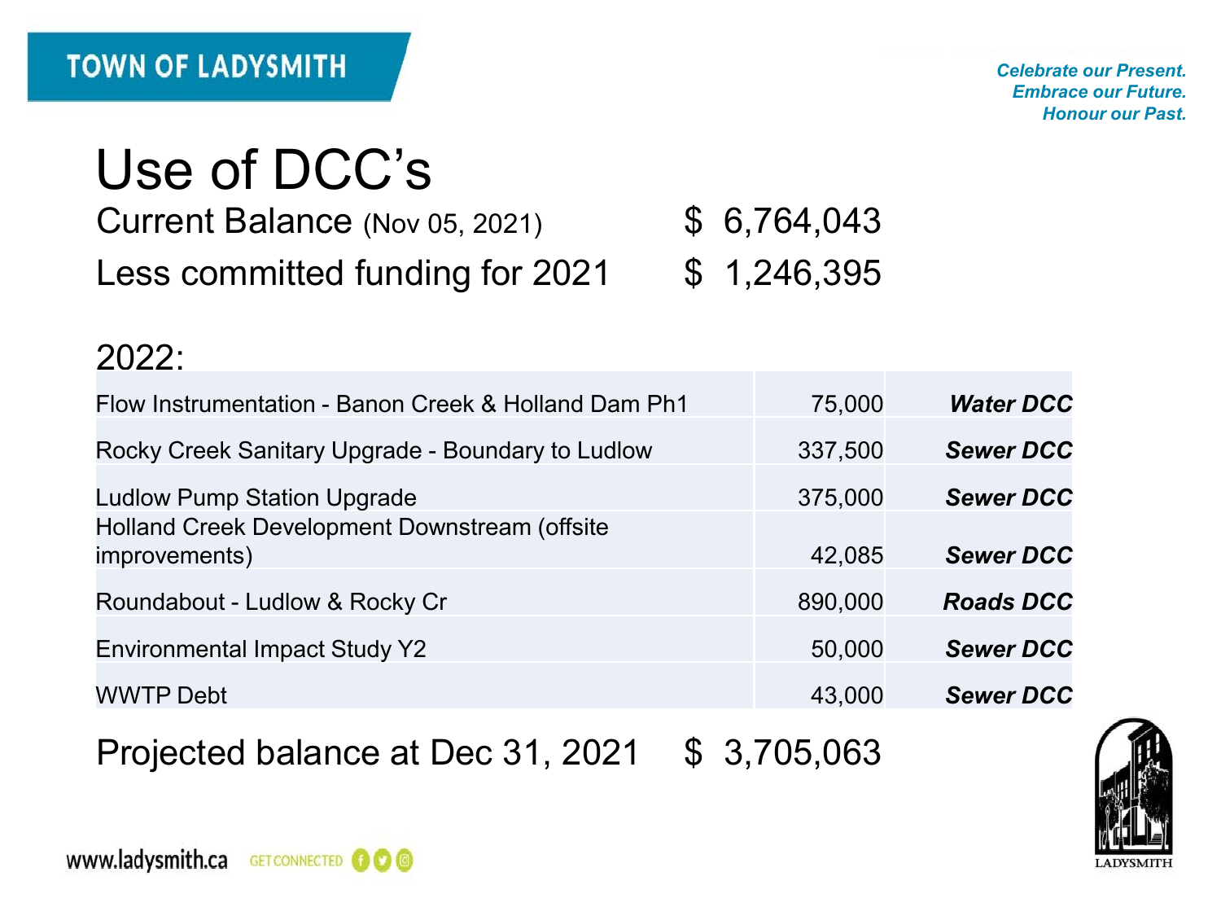# Use of DCC's

| | |
|---|---|
| Current Balance (Nov 05, 2021) | $ 6,764,043 |
| Less committed funding for 2021 | $ 1,246,395 |

2022:

| | | |
|---|---|---|
| Flow Instrumentation - Banon Creek & Holland Dam Ph1 | 75,000 | ***Water DCC*** |
| Rocky Creek Sanitary Upgrade - Boundary to Ludlow | 337,500 | ***Sewer DCC*** |
| Ludlow Pump Station Upgrade | 375,000 | ***Sewer DCC*** |
| Holland Creek Development Downstream (offsite improvements) | 42,085 | ***Sewer DCC*** |
| Roundabout - Ludlow & Rocky Cr | 890,000 | ***Roads DCC*** |
| Environmental Impact Study Y2 | 50,000 | ***Sewer DCC*** |
| WWTP Debt | 43,000 | ***Sewer DCC*** |

Projected balance at Dec 31, 2021 $ 3,705,063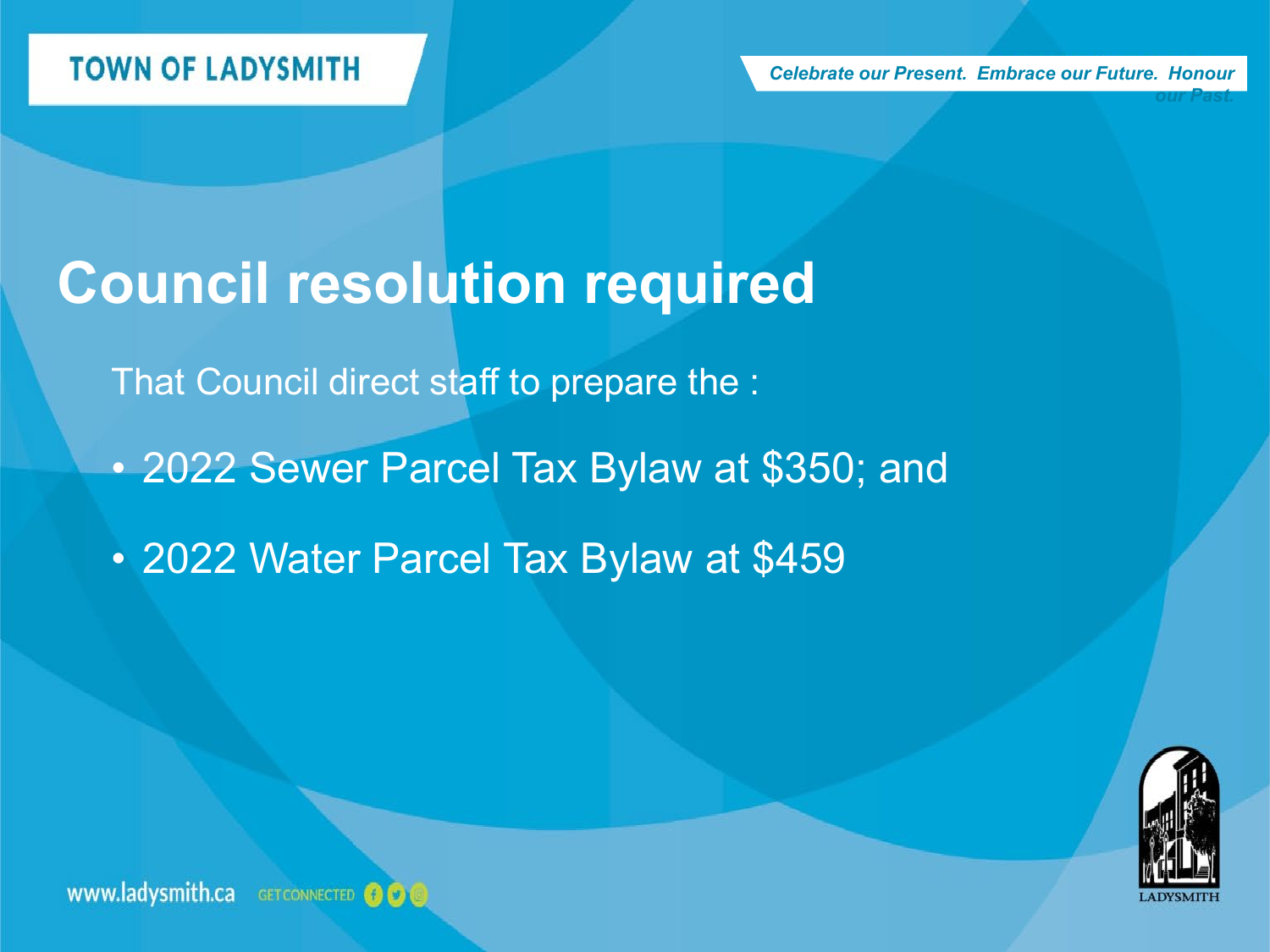# Council resolution required

That Council direct staff to prepare the :

- 2022 Sewer Parcel Tax Bylaw at $350; and
- 2022 Water Parcel Tax Bylaw at $459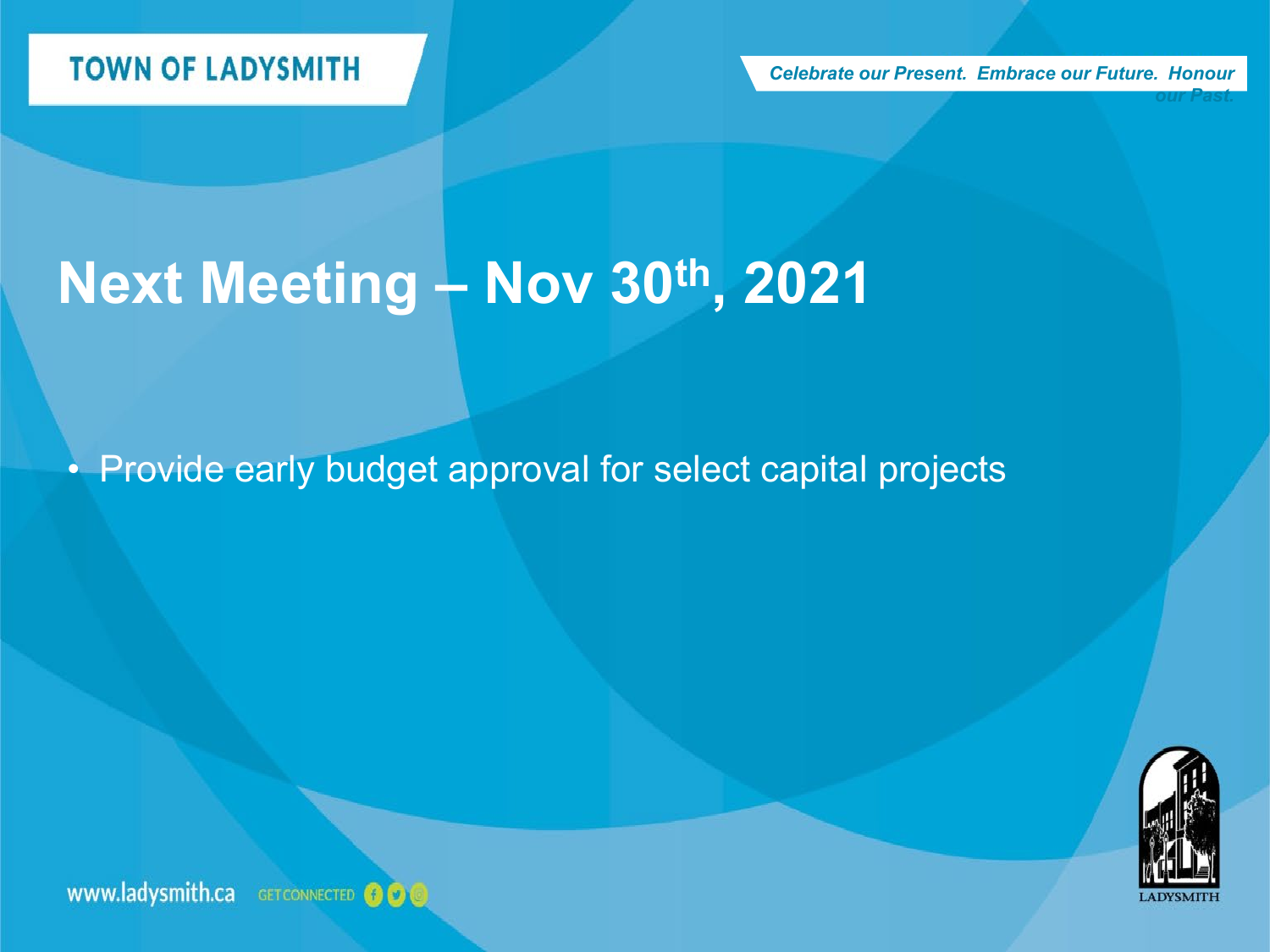# Next Meeting – Nov 30th, 2021

- Provide early budget approval for select capital projects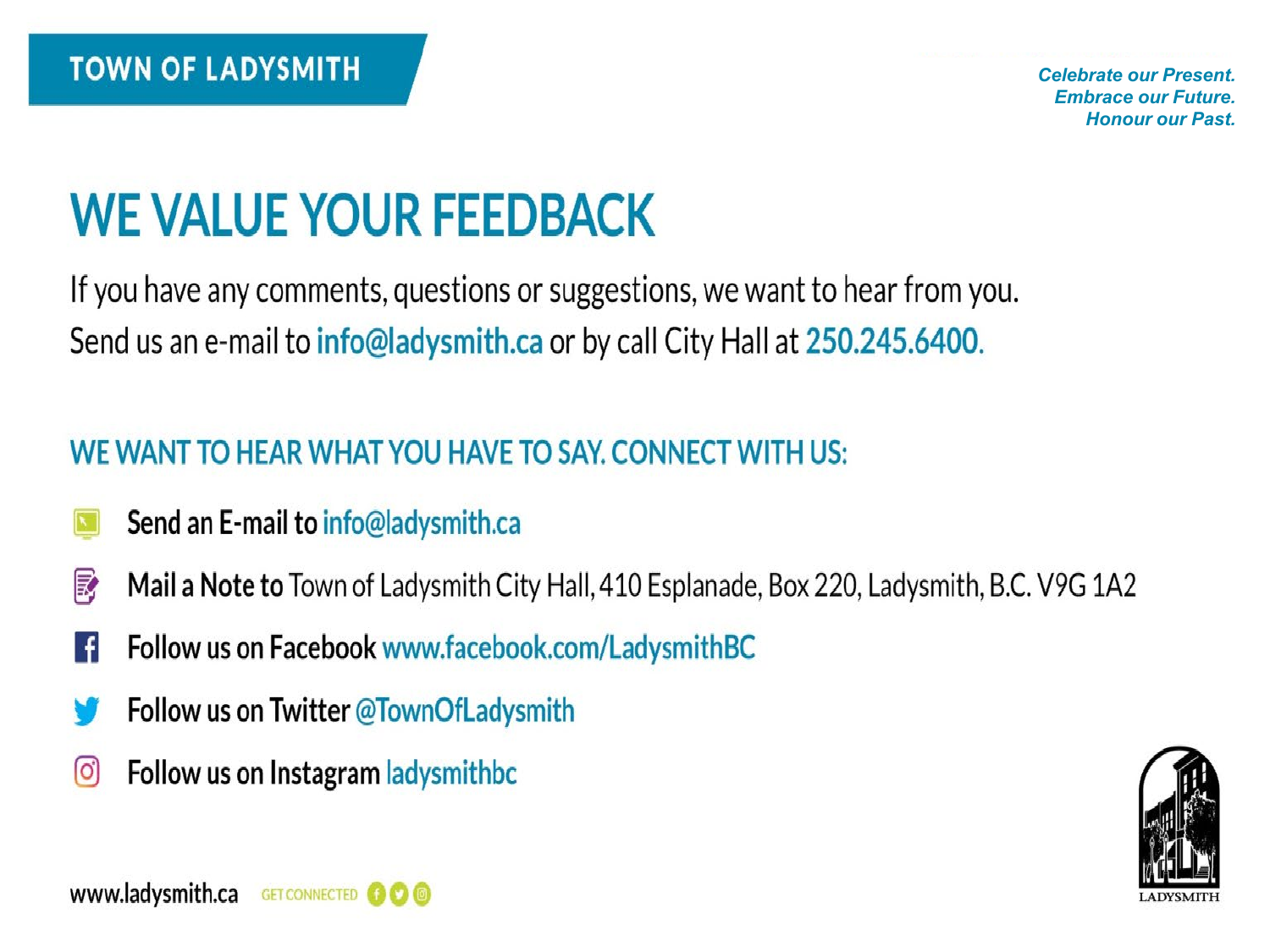TOWN OF LADYSMITH

*Celebrate our Present.*
*Embrace our Future.*
*Honour our Past.*

# WE VALUE YOUR FEEDBACK

If you have any comments, questions or suggestions, we want to hear from you.
Send us an e-mail to info@ladysmith.ca or by call City Hall at 250.245.6400.

## WE WANT TO HEAR WHAT YOU HAVE TO SAY. CONNECT WITH US:

- **Send an E-mail to** info@ladysmith.ca
- **Mail a Note to** Town of Ladysmith City Hall, 410 Esplanade, Box 220, Ladysmith, B.C. V9G 1A2
- **Follow us on Facebook** www.facebook.com/LadysmithBC
- **Follow us on Twitter** @TownOfLadysmith
- **Follow us on Instagram** ladysmithbc

www.ladysmith.ca GET CONNECTED

LADYSMITH